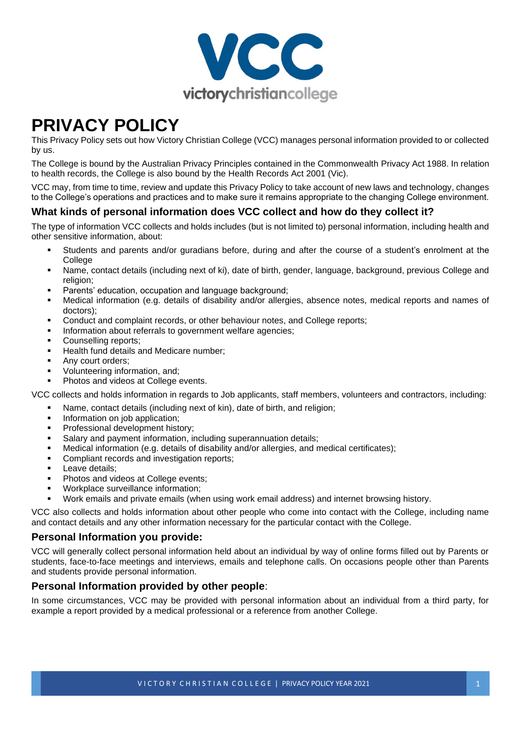# PRIVACY POLICY

This Privacy Policy sets out how Victory Christian College (VCC) manages personal information provided to or collected by us.

The College is bound by the Australian Privacy Principles contained in the Commonwealth Privacy Act 1988. In relation to health records, the College is also bound by the Health Records Act 2001 (Vic).

VCC may, from time to time, review and update this Privacy Policy to take account of new laws and technology, changes to the College's operations and practices and to make sure it remains appropriate to the changing College environment.

## What kinds of personal information does VCC collect and how do they collect it?

The type of information VCC collects and holds includes (but is not limited to) personal information, including health and other sensitive information, about:

- Students and parents and/or guradians before, during and after the course of a student's enrolment at the College
- Name, contact details (including next of ki), date of birth, gender, language, background, previous College and religion;
- Parents' education, occupation and language background;
- Medical information (e.g. details of disability and/or allergies, absence notes, medical reports and names of doctors);
- Conduct and complaint records, or other behaviour notes, and College reports;
- Information about referrals to government welfare agencies;
- Counselling reports;
- Health fund details and Medicare number;
- Any court orders;
- Volunteering information, and;
- Photos and videos at College events.

VCC collects and holds information in regards to Job applicants, staff members, volunteers and contractors, including:

- Name, contact details (including next of kin), date of birth, and religion;
- Information on job application;
- Professional development history;
- Salary and payment information, including superannuation details;
- Medical information (e.g. details of disability and/or allergies, and medical certificates);
- Compliant records and investigation reports;
- Leave details;
- Photos and videos at College events;
- Workplace surveillance information;
- Work emails and private emails (when using work email address) and internet browsing history.

VCC also collects and holds information about other people who come into contact with the College, including name and contact details and any other information necessary for the particular contact with the College.

## Personal Information you provide:

VCC will generally collect personal information held about an individual by way of online forms filled out by Parents or students, face-to-face meetings and interviews, emails and telephone calls. On occasions people other than Parents and students provide personal information.

## Personal Information provided by other people:

In some circumstances, VCC may be provided with personal information about an individual from a third party, for example a report provided by a medical professional or a reference from another College.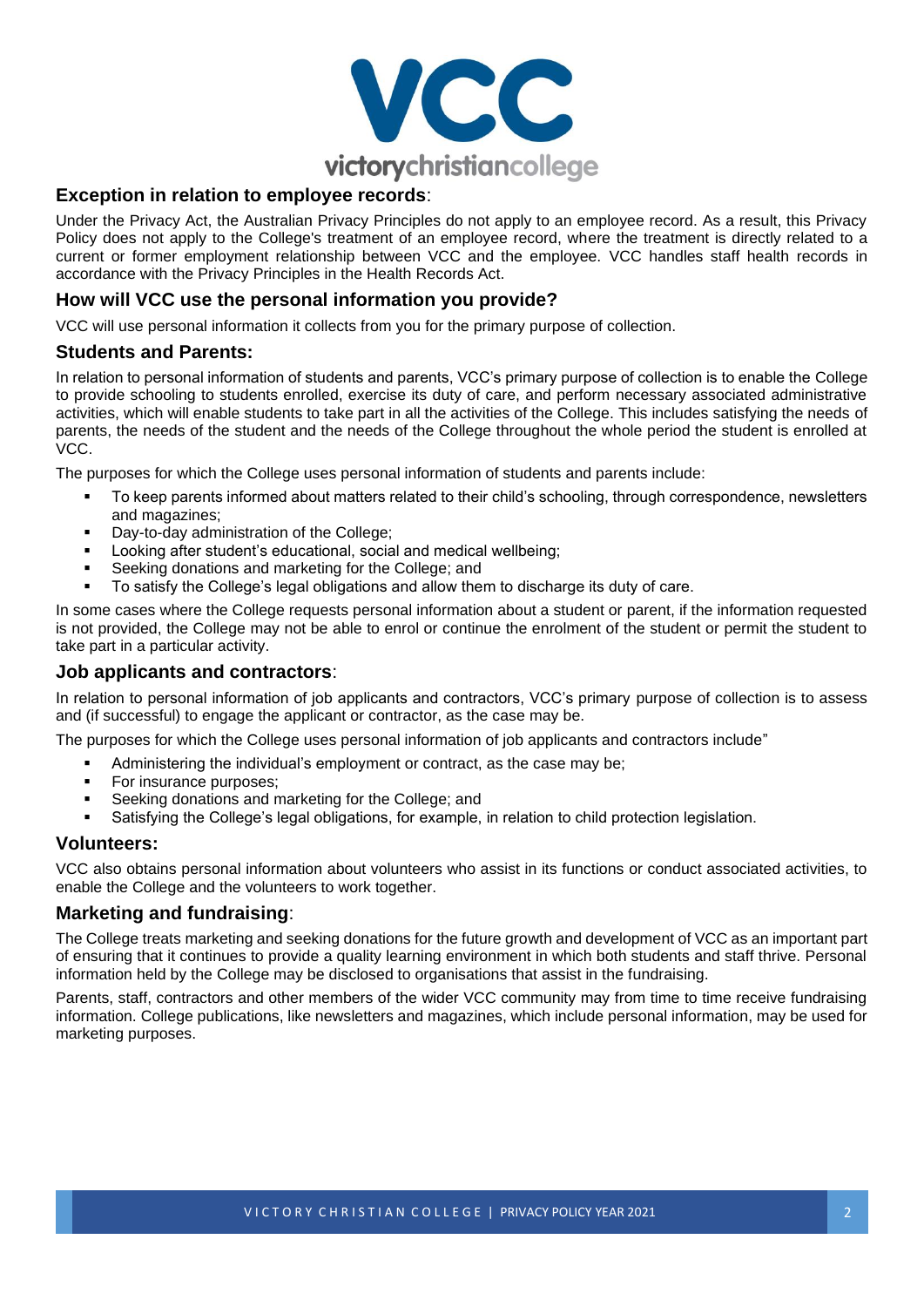## Exception in relation to employee records:

Under the Privacy Act, the Australian Privacy Principles do not apply to an employee record. As a result, this Privacy Policy does not apply to the College's treatment of an employee record, where the treatment is directly related to a current or former employment relationship between VCC and the employee. VCC handles staff health records in accordance with the Privacy Principles in the Health Records Act.

## How will VCC use the personal information you provide?

VCC will use personal information it collects from you for the primary purpose of collection.

## Students and Parents:

In relation to personal information of students and parents, VCC's primary purpose of collection is to enable the College to provide schooling to students enrolled, exercise its duty of care, and perform necessary associated administrative activities, which will enable students to take part in all the activities of the College. This includes satisfying the needs of parents, the needs of the student and the needs of the College throughout the whole period the student is enrolled at VCC.

The purposes for which the College uses personal information of students and parents include:

- To keep parents informed about matters related to their child's schooling, through correspondence, newsletters and magazines;
- Day-to-day administration of the College;
- Looking after student's educational, social and medical wellbeing;
- Seeking donations and marketing for the College; and
- To satisfy the College's legal obligations and allow them to discharge its duty of care.

In some cases where the College requests personal information about a student or parent, if the information requested is not provided, the College may not be able to enrol or continue the enrolment of the student or permit the student to take part in a particular activity.

## Job applicants and contractors:

In relation to personal information of job applicants and contractors, VCC's primary purpose of collection is to assess and (if successful) to engage the applicant or contractor, as the case may be.

The purposes for which the College uses personal information of job applicants and contractors include"

- Administering the individual's employment or contract, as the case may be;
- For insurance purposes;
- Seeking donations and marketing for the College; and
- Satisfying the College's legal obligations, for example, in relation to child protection legislation.

## Volunteers:

VCC also obtains personal information about volunteers who assist in its functions or conduct associated activities, to enable the College and the volunteers to work together.

## Marketing and fundraising:

The College treats marketing and seeking donations for the future growth and development of VCC as an important part of ensuring that it continues to provide a quality learning environment in which both students and staff thrive. Personal information held by the College may be disclosed to organisations that assist in the fundraising.

Parents, staff, contractors and other members of the wider VCC community may from time to time receive fundraising information. College publications, like newsletters and magazines, which include personal information, may be used for marketing purposes.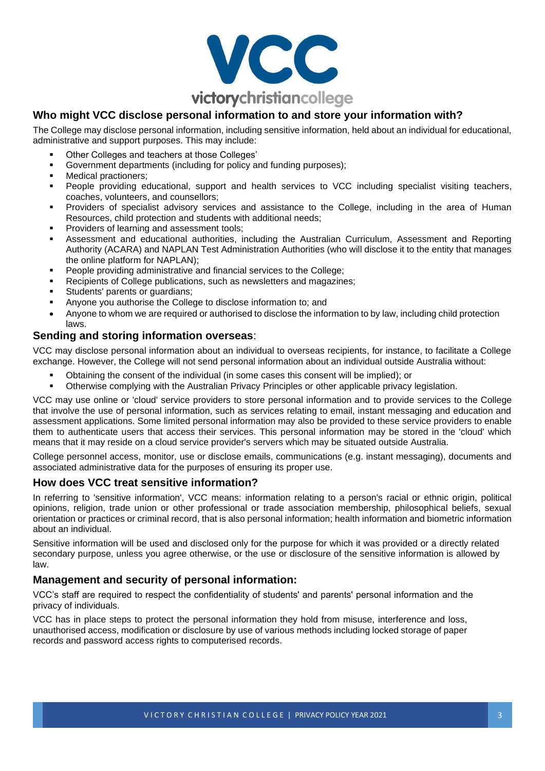## Who might VCC disclose personal information to and store your information with?

The College may disclose personal information, including sensitive information, held about an individual for educational, administrative and support purposes. This may include:

- Other Colleges and teachers at those Colleges'
- Government departments (including for policy and funding purposes);
- Medical practioners;
- People providing educational, support and health services to VCC including specialist visiting teachers, coaches, volunteers, and counsellors;
- Providers of specialist advisory services and assistance to the College, including in the area of Human Resources, child protection and students with additional needs;
- Providers of learning and assessment tools;
- Assessment and educational authorities, including the Australian Curriculum, Assessment and Reporting Authority (ACARA) and NAPLAN Test Administration Authorities (who will disclose it to the entity that manages the online platform for NAPLAN);
- People providing administrative and financial services to the College;
- Recipients of College publications, such as newsletters and magazines;
- Students' parents or guardians;
- Anyone you authorise the College to disclose information to; and
- Anyone to whom we are required or authorised to disclose the information to by law, including child protection laws.

## Sending and storing information overseas:

VCC may disclose personal information about an individual to overseas recipients, for instance, to facilitate a College exchange. However, the College will not send personal information about an individual outside Australia without:

- Obtaining the consent of the individual (in some cases this consent will be implied); or
- Otherwise complying with the Australian Privacy Principles or other applicable privacy legislation.

VCC may use online or 'cloud' service providers to store personal information and to provide services to the College that involve the use of personal information, such as services relating to email, instant messaging and education and assessment applications. Some limited personal information may also be provided to these service providers to enable them to authenticate users that access their services. This personal information may be stored in the 'cloud' which means that it may reside on a cloud service provider's servers which may be situated outside Australia.

College personnel access, monitor, use or disclose emails, communications (e.g. instant messaging), documents and associated administrative data for the purposes of ensuring its proper use.

## How does VCC treat sensitive information?

In referring to 'sensitive information', VCC means: information relating to a person's racial or ethnic origin, political opinions, religion, trade union or other professional or trade association membership, philosophical beliefs, sexual orientation or practices or criminal record, that is also personal information; health information and biometric information about an individual.

Sensitive information will be used and disclosed only for the purpose for which it was provided or a directly related secondary purpose, unless you agree otherwise, or the use or disclosure of the sensitive information is allowed by law.

## Management and security of personal information:

VCC's staff are required to respect the confidentiality of students' and parents' personal information and the privacy of individuals.

VCC has in place steps to protect the personal information they hold from misuse, interference and loss, unauthorised access, modification or disclosure by use of various methods including locked storage of paper records and password access rights to computerised records.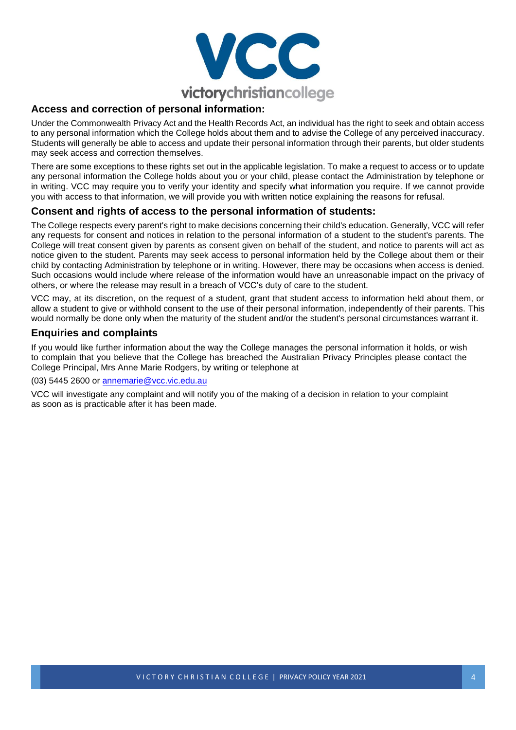## Access and correction of personal information:

Under the Commonwealth Privacy Act and the Health Records Act, an individual has the right to seek and obtain access to any personal information which the College holds about them and to advise the College of any perceived inaccuracy. Students will generally be able to access and update their personal information through their parents, but older students may seek access and correction themselves.

There are some exceptions to these rights set out in the applicable legislation. To make a request to access or to update any personal information the College holds about you or your child, please contact the Administration by telephone or in writing. VCC may require you to verify your identity and specify what information you require. If we cannot provide you with access to that information, we will provide you with written notice explaining the reasons for refusal.

## Consent and rights of access to the personal information of students:

The College respects every parent's right to make decisions concerning their child's education. Generally, VCC will refer any requests for consent and notices in relation to the personal information of a student to the student's parents. The College will treat consent given by parents as consent given on behalf of the student, and notice to parents will act as notice given to the student. Parents may seek access to personal information held by the College about them or their child by contacting Administration by telephone or in writing. However, there may be occasions when access is denied. Such occasions would include where release of the information would have an unreasonable impact on the privacy of others, or where the release may result in a breach of VCC's duty of care to the student.

VCC may, at its discretion, on the request of a student, grant that student access to information held about them, or allow a student to give or withhold consent to the use of their personal information, independently of their parents. This would normally be done only when the maturity of the student and/or the student's personal circumstances warrant it.

## Enquiries and complaints

If you would like further information about the way the College manages the personal information it holds, or wish to complain that you believe that the College has breached the Australian Privacy Principles please contact the College Principal, Mrs Anne Marie Rodgers, by writing or telephone at

(03) 5445 2600 or annemarie@vcc.vic.edu.au

VCC will investigate any complaint and will notify you of the making of a decision in relation to your complaint as soon as is practicable after it has been made.